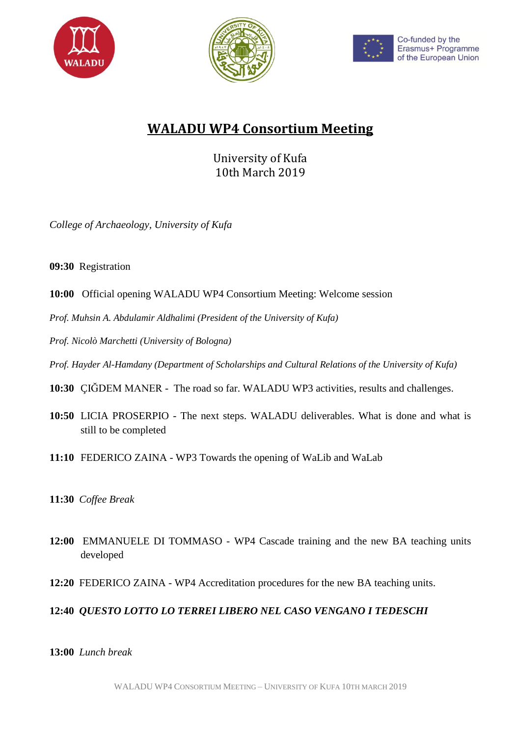# WALADU WP4 Consortium Meeting

University of Kufa
10th March 2019

*College of Archaeology, University of Kufa*

**09:30** Registration

**10:00** Official opening WALADU WP4 Consortium Meeting: Welcome session

*Prof. Muhsin A. Abdulamir Aldhalimi (President of the University of Kufa)*

*Prof. Nicolò Marchetti (University of Bologna)*

*Prof. Hayder Al-Hamdany (Department of Scholarships and Cultural Relations of the University of Kufa)*

**10:30** ÇIĞDEM MANER - The road so far. WALADU WP3 activities, results and challenges.

**10:50** LICIA PROSERPIO - The next steps. WALADU deliverables. What is done and what is still to be completed

**11:10** FEDERICO ZAINA - WP3 Towards the opening of WaLib and WaLab

**11:30** *Coffee Break*

**12:00** EMMANUELE DI TOMMASO - WP4 Cascade training and the new BA teaching units developed

**12:20** FEDERICO ZAINA - WP4 Accreditation procedures for the new BA teaching units.

**12:40** ***QUESTO LOTTO LO TERREI LIBERO NEL CASO VENGANO I TEDESCHI***

**13:00** *Lunch break*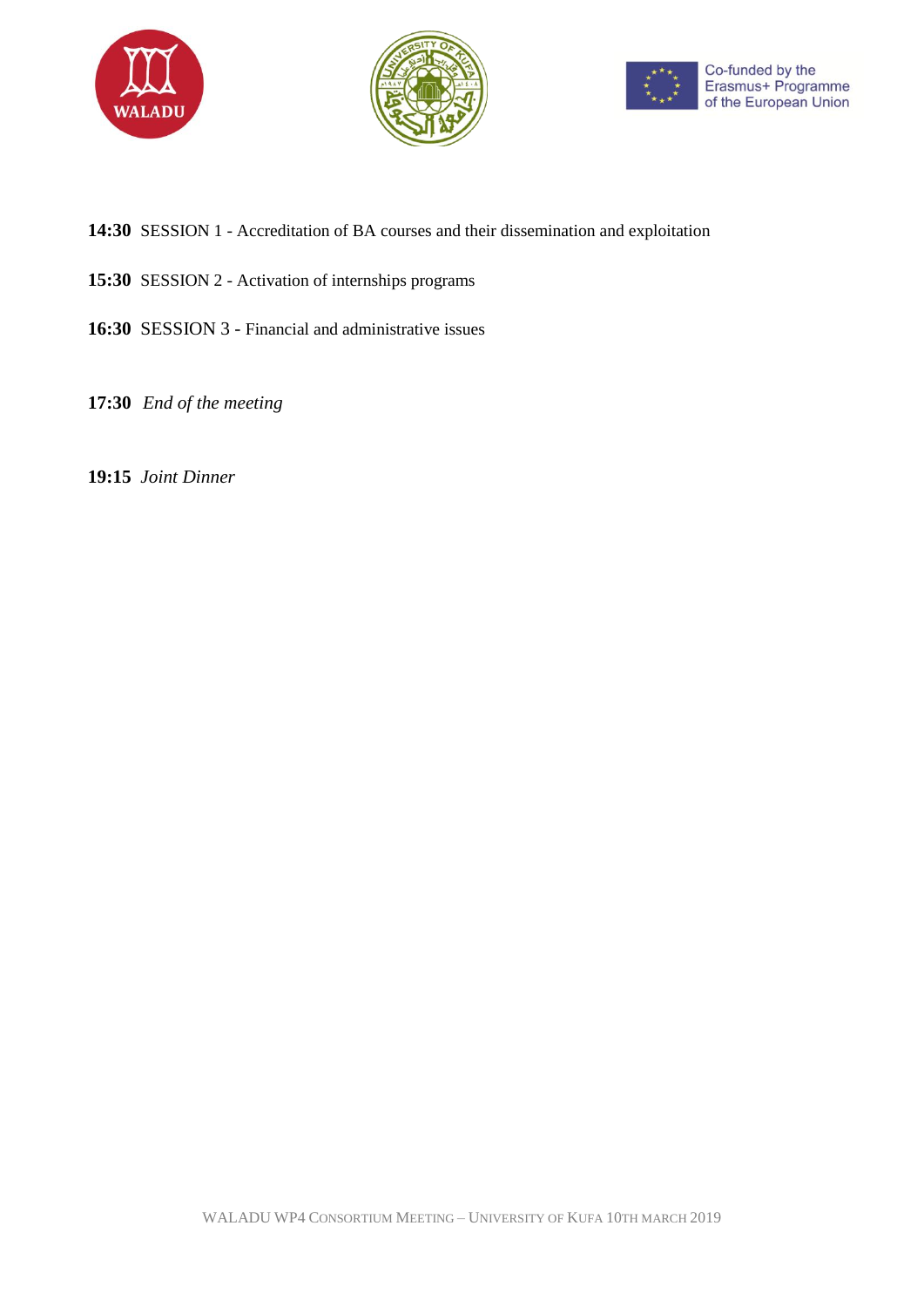**14:30** SESSION 1 - Accreditation of BA courses and their dissemination and exploitation

**15:30** SESSION 2 - Activation of internships programs

**16:30** SESSION 3 - Financial and administrative issues

**17:30** *End of the meeting*

**19:15** *Joint Dinner*